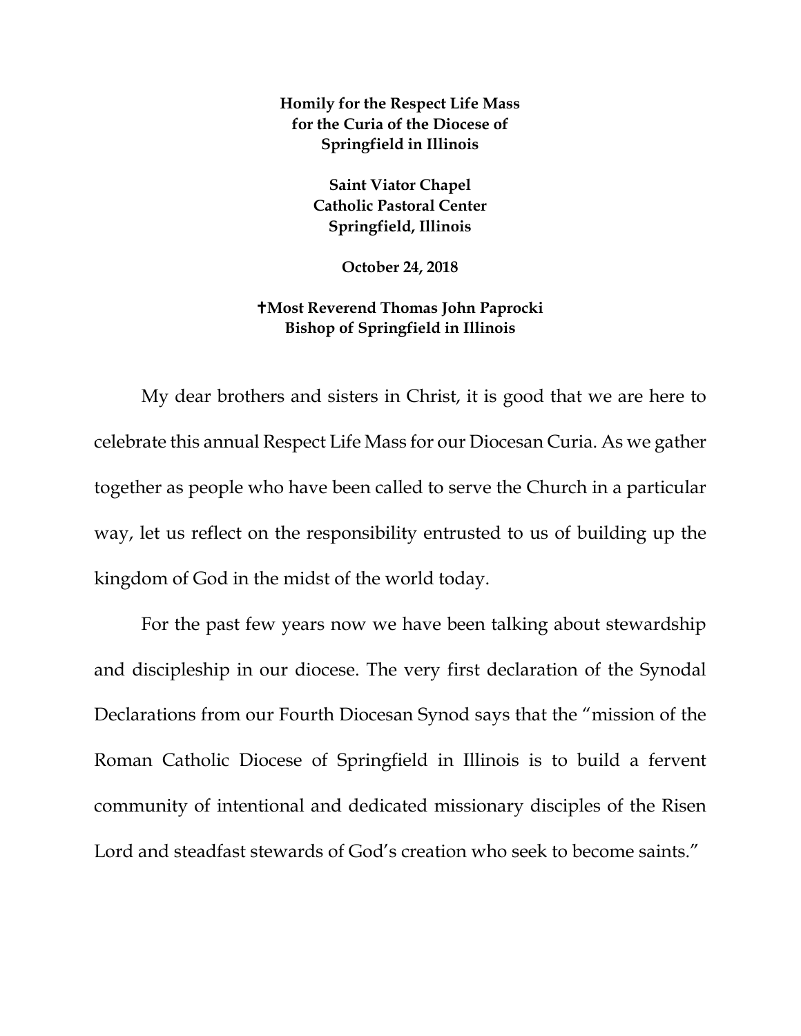**Homily for the Respect Life Mass for the Curia of the Diocese of Springfield in Illinois**

**Saint Viator Chapel**
**Catholic Pastoral Center**
**Springfield, Illinois**

**October 24, 2018**

**✝Most Reverend Thomas John Paprocki**
**Bishop of Springfield in Illinois**

My dear brothers and sisters in Christ, it is good that we are here to celebrate this annual Respect Life Mass for our Diocesan Curia. As we gather together as people who have been called to serve the Church in a particular way, let us reflect on the responsibility entrusted to us of building up the kingdom of God in the midst of the world today.

For the past few years now we have been talking about stewardship and discipleship in our diocese. The very first declaration of the Synodal Declarations from our Fourth Diocesan Synod says that the "mission of the Roman Catholic Diocese of Springfield in Illinois is to build a fervent community of intentional and dedicated missionary disciples of the Risen Lord and steadfast stewards of God's creation who seek to become saints."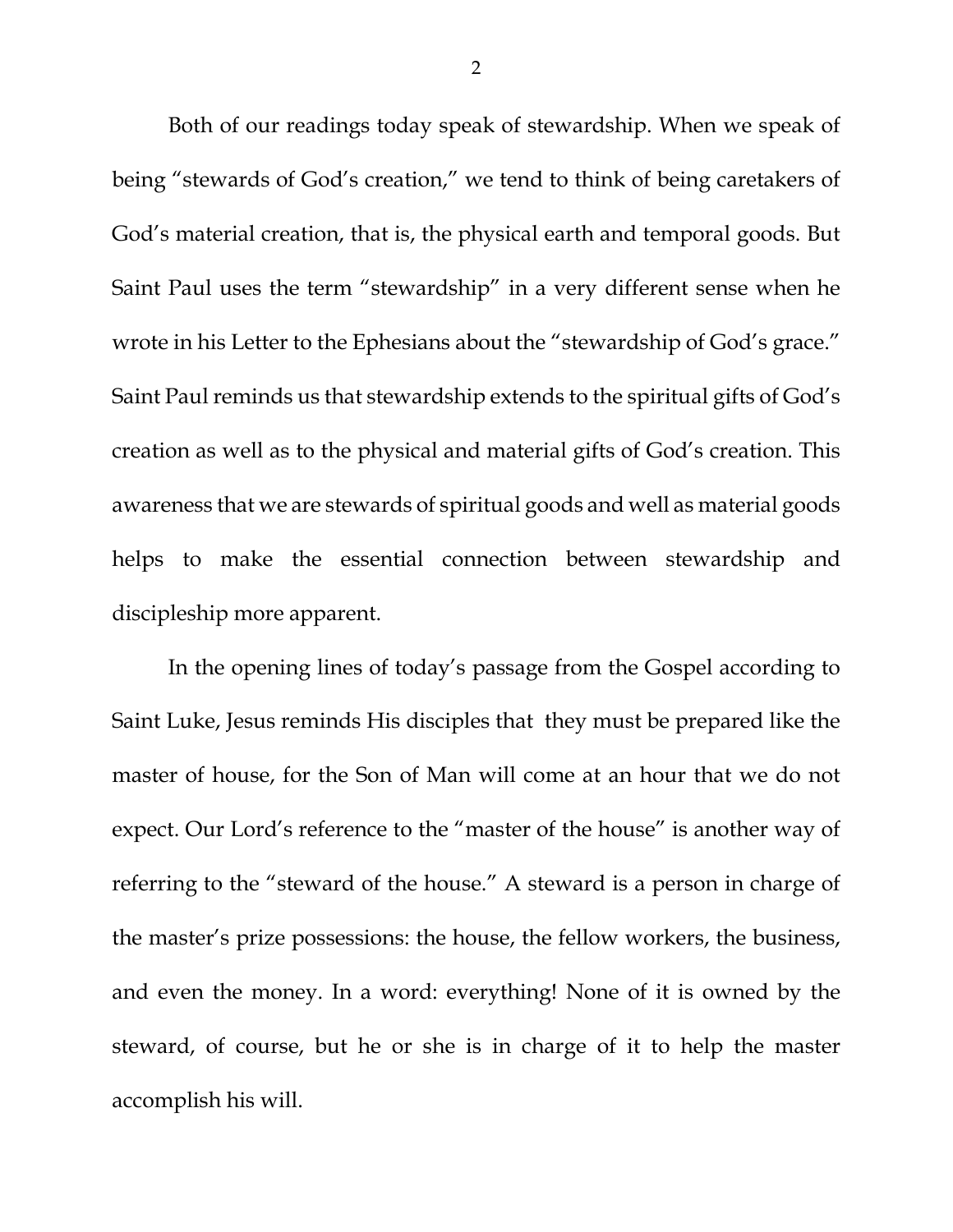Both of our readings today speak of stewardship. When we speak of being "stewards of God's creation," we tend to think of being caretakers of God's material creation, that is, the physical earth and temporal goods. But Saint Paul uses the term "stewardship" in a very different sense when he wrote in his Letter to the Ephesians about the "stewardship of God's grace." Saint Paul reminds us that stewardship extends to the spiritual gifts of God's creation as well as to the physical and material gifts of God's creation. This awareness that we are stewards of spiritual goods and well as material goods helps to make the essential connection between stewardship and discipleship more apparent.

In the opening lines of today's passage from the Gospel according to Saint Luke, Jesus reminds His disciples that they must be prepared like the master of house, for the Son of Man will come at an hour that we do not expect. Our Lord's reference to the "master of the house" is another way of referring to the "steward of the house." A steward is a person in charge of the master's prize possessions: the house, the fellow workers, the business, and even the money. In a word: everything! None of it is owned by the steward, of course, but he or she is in charge of it to help the master accomplish his will.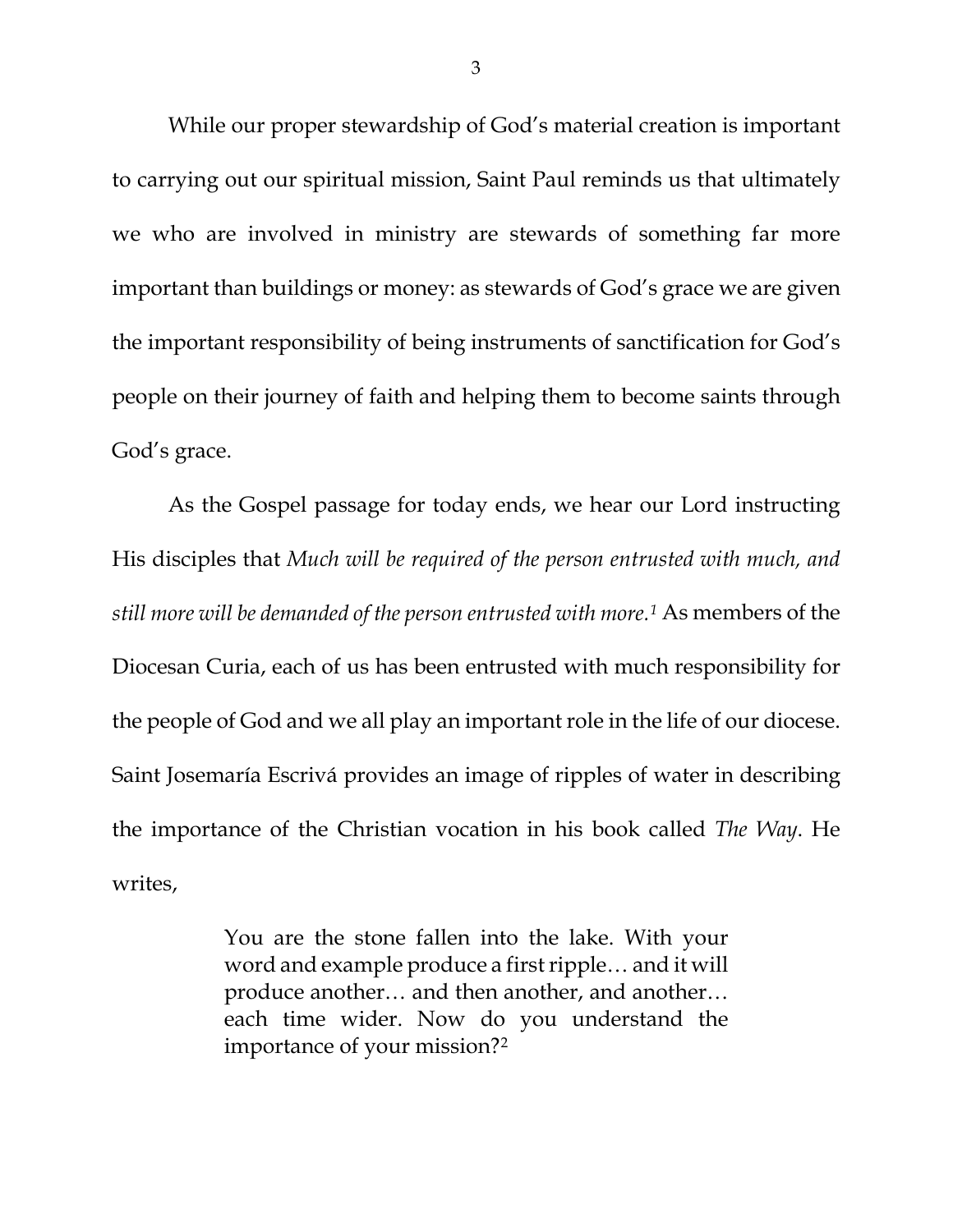While our proper stewardship of God's material creation is important to carrying out our spiritual mission, Saint Paul reminds us that ultimately we who are involved in ministry are stewards of something far more important than buildings or money: as stewards of God's grace we are given the important responsibility of being instruments of sanctification for God's people on their journey of faith and helping them to become saints through God's grace.

As the Gospel passage for today ends, we hear our Lord instructing His disciples that *Much will be required of the person entrusted with much, and still more will be demanded of the person entrusted with more.*[1] As members of the Diocesan Curia, each of us has been entrusted with much responsibility for the people of God and we all play an important role in the life of our diocese. Saint Josemaría Escrivá provides an image of ripples of water in describing the importance of the Christian vocation in his book called *The Way*. He writes,

> You are the stone fallen into the lake. With your word and example produce a first ripple… and it will produce another… and then another, and another… each time wider. Now do you understand the importance of your mission?[2]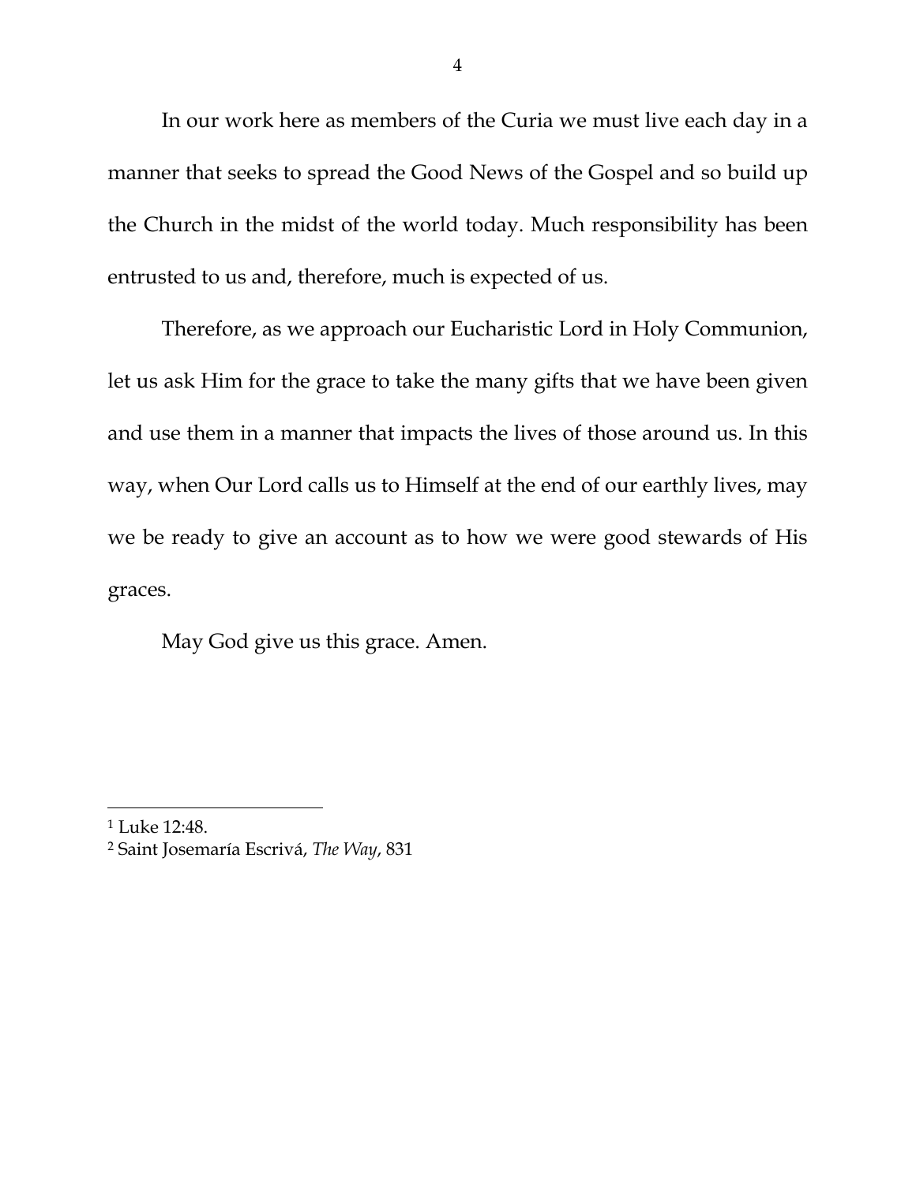In our work here as members of the Curia we must live each day in a manner that seeks to spread the Good News of the Gospel and so build up the Church in the midst of the world today. Much responsibility has been entrusted to us and, therefore, much is expected of us.

Therefore, as we approach our Eucharistic Lord in Holy Communion, let us ask Him for the grace to take the many gifts that we have been given and use them in a manner that impacts the lives of those around us. In this way, when Our Lord calls us to Himself at the end of our earthly lives, may we be ready to give an account as to how we were good stewards of His graces.

May God give us this grace. Amen.

---

[1] Luke 12:48.

[2] Saint Josemaría Escrivá, *The Way*, 831